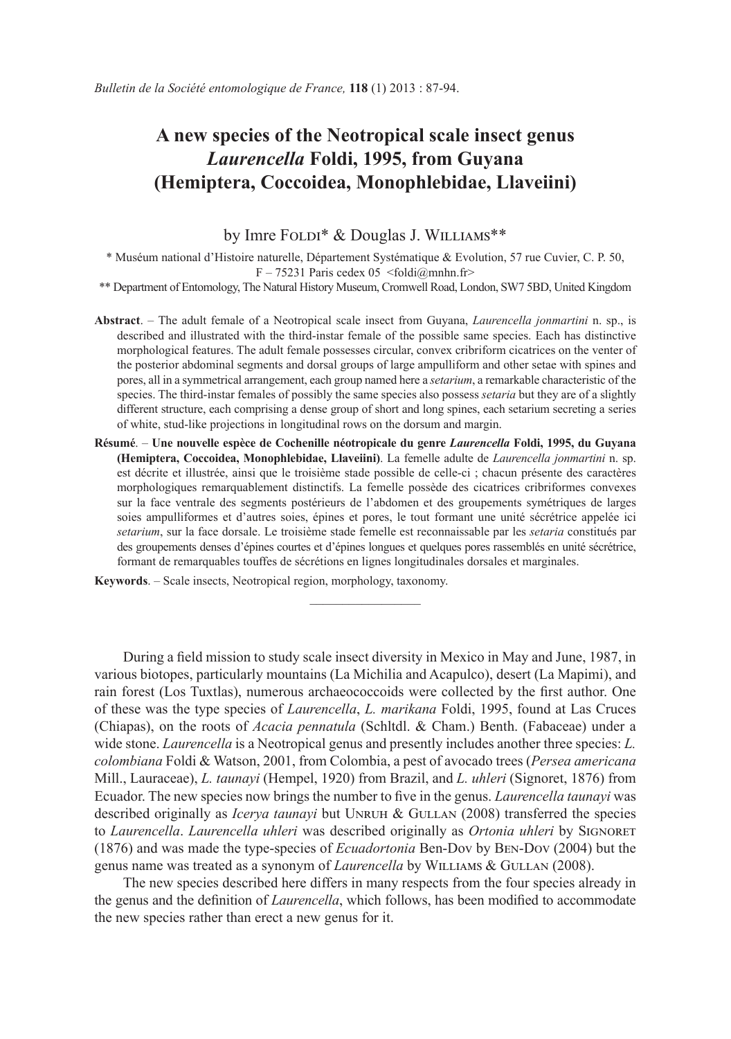# A new species of the Neotropical scale insect genus *Laurencella* Foldi, 1995, from Guyana (Hemiptera, Coccoidea, Monophlebidae, Llaveiini)

by Imre Foldi* & Douglas J. Williams**

\* Muséum national d'Histoire naturelle, Département Systématique & Evolution, 57 rue Cuvier, C. P. 50, F – 75231 Paris cedex 05 <foldi@mnhn.fr>

\*\* Department of Entomology, The Natural History Museum, Cromwell Road, London, SW7 5BD, United Kingdom

**Abstract**. – The adult female of a Neotropical scale insect from Guyana, *Laurencella jonmartini* n. sp., is described and illustrated with the third-instar female of the possible same species. Each has distinctive morphological features. The adult female possesses circular, convex cribriform cicatrices on the venter of the posterior abdominal segments and dorsal groups of large ampulliform and other setae with spines and pores, all in a symmetrical arrangement, each group named here a *setarium*, a remarkable characteristic of the species. The third-instar females of possibly the same species also possess *setaria* but they are of a slightly different structure, each comprising a dense group of short and long spines, each setarium secreting a series of white, stud-like projections in longitudinal rows on the dorsum and margin.

**Résumé**. – **Une nouvelle espèce de Cochenille néotropicale du genre *Laurencella* Foldi, 1995, du Guyana (Hemiptera, Coccoidea, Monophlebidae, Llaveiini)**. La femelle adulte de *Laurencella jonmartini* n. sp. est décrite et illustrée, ainsi que le troisième stade possible de celle-ci ; chacun présente des caractères morphologiques remarquablement distinctifs. La femelle possède des cicatrices cribriformes convexes sur la face ventrale des segments postérieurs de l'abdomen et des groupements symétriques de larges soies ampulliformes et d'autres soies, épines et pores, le tout formant une unité sécrétrice appelée ici *setarium*, sur la face dorsale. Le troisième stade femelle est reconnaissable par les *setaria* constitués par des groupements denses d'épines courtes et d'épines longues et quelques pores rassemblés en unité sécrétrice, formant de remarquables touffes de sécrétions en lignes longitudinales dorsales et marginales.

**Keywords**. – Scale insects, Neotropical region, morphology, taxonomy.

---

During a field mission to study scale insect diversity in Mexico in May and June, 1987, in various biotopes, particularly mountains (La Michilia and Acapulco), desert (La Mapimi), and rain forest (Los Tuxtlas), numerous archaeococcoids were collected by the first author. One of these was the type species of *Laurencella*, *L. marikana* Foldi, 1995, found at Las Cruces (Chiapas), on the roots of *Acacia pennatula* (Schltdl. & Cham.) Benth. (Fabaceae) under a wide stone. *Laurencella* is a Neotropical genus and presently includes another three species: *L. colombiana* Foldi & Watson, 2001, from Colombia, a pest of avocado trees (*Persea americana* Mill., Lauraceae), *L. taunayi* (Hempel, 1920) from Brazil, and *L. uhleri* (Signoret, 1876) from Ecuador. The new species now brings the number to five in the genus. *Laurencella taunayi* was described originally as *Icerya taunayi* but Unruh & Gullan (2008) transferred the species to *Laurencella*. *Laurencella uhleri* was described originally as *Ortonia uhleri* by Signoret (1876) and was made the type-species of *Ecuadortonia* Ben-Dov by Ben-Dov (2004) but the genus name was treated as a synonym of *Laurencella* by Williams & Gullan (2008).

The new species described here differs in many respects from the four species already in the genus and the definition of *Laurencella*, which follows, has been modified to accommodate the new species rather than erect a new genus for it.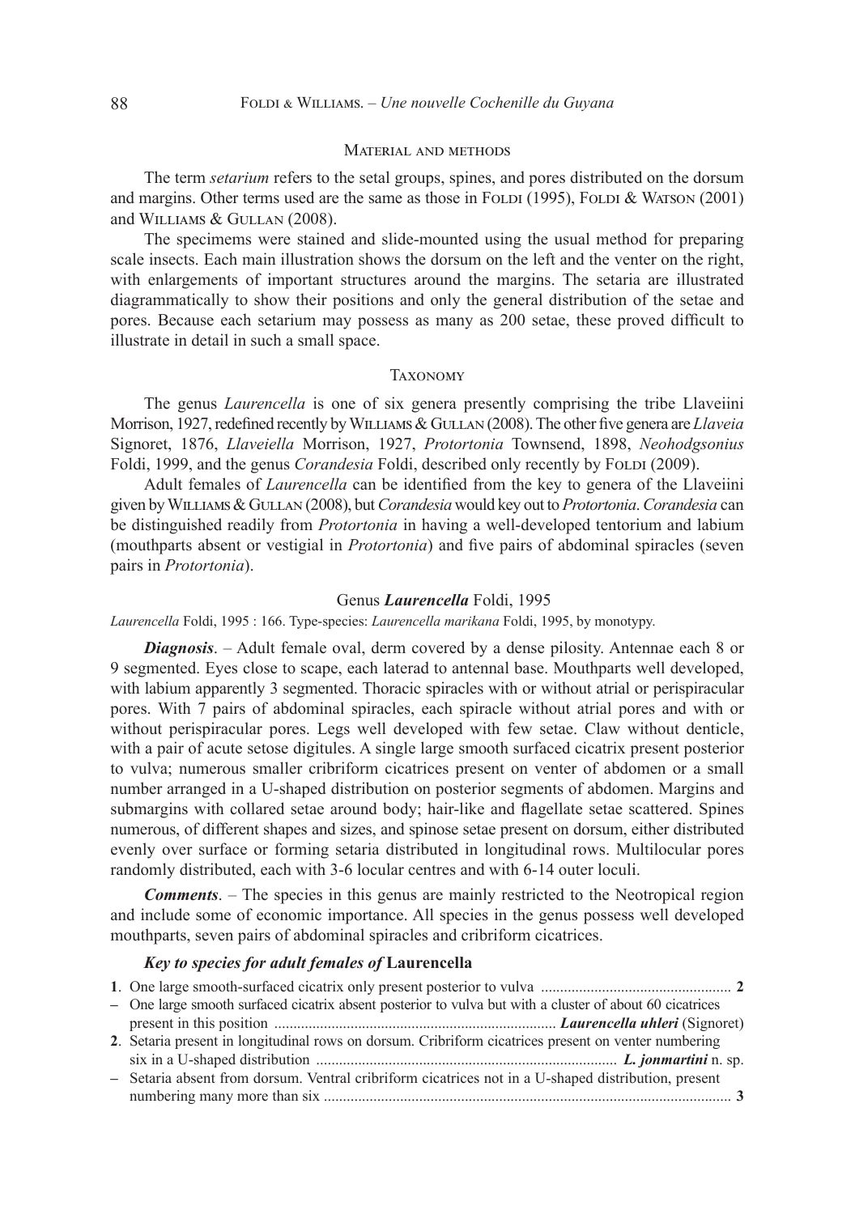## Material and methods

The term *setarium* refers to the setal groups, spines, and pores distributed on the dorsum and margins. Other terms used are the same as those in Foldi (1995), Foldi & Watson (2001) and Williams & Gullan (2008).

The specimems were stained and slide-mounted using the usual method for preparing scale insects. Each main illustration shows the dorsum on the left and the venter on the right, with enlargements of important structures around the margins. The setaria are illustrated diagrammatically to show their positions and only the general distribution of the setae and pores. Because each setarium may possess as many as 200 setae, these proved difficult to illustrate in detail in such a small space.

## Taxonomy

The genus *Laurencella* is one of six genera presently comprising the tribe Llaveiini Morrison, 1927, redefined recently by Williams & Gullan (2008). The other five genera are *Llaveia* Signoret, 1876, *Llaveiella* Morrison, 1927, *Protortonia* Townsend, 1898, *Neohodgsonius* Foldi, 1999, and the genus *Corandesia* Foldi, described only recently by Foldi (2009).

Adult females of *Laurencella* can be identified from the key to genera of the Llaveiini given by Williams & Gullan (2008), but *Corandesia* would key out to *Protortonia*. *Corandesia* can be distinguished readily from *Protortonia* in having a well-developed tentorium and labium (mouthparts absent or vestigial in *Protortonia*) and five pairs of abdominal spiracles (seven pairs in *Protortonia*).

### Genus *Laurencella* Foldi, 1995

*Laurencella* Foldi, 1995 : 166. Type-species: *Laurencella marikana* Foldi, 1995, by monotypy.

***Diagnosis***. – Adult female oval, derm covered by a dense pilosity. Antennae each 8 or 9 segmented. Eyes close to scape, each laterad to antennal base. Mouthparts well developed, with labium apparently 3 segmented. Thoracic spiracles with or without atrial or perispiracular pores. With 7 pairs of abdominal spiracles, each spiracle without atrial pores and with or without perispiracular pores. Legs well developed with few setae. Claw without denticle, with a pair of acute setose digitules. A single large smooth surfaced cicatrix present posterior to vulva; numerous smaller cribriform cicatrices present on venter of abdomen or a small number arranged in a U-shaped distribution on posterior segments of abdomen. Margins and submargins with collared setae around body; hair-like and flagellate setae scattered. Spines numerous, of different shapes and sizes, and spinose setae present on dorsum, either distributed evenly over surface or forming setaria distributed in longitudinal rows. Multilocular pores randomly distributed, each with 3-6 locular centres and with 6-14 outer loculi.

***Comments***. – The species in this genus are mainly restricted to the Neotropical region and include some of economic importance. All species in the genus possess well developed mouthparts, seven pairs of abdominal spiracles and cribriform cicatrices.

#### *Key to species for adult females of* **Laurencella**

**1**. One large smooth-surfaced cicatrix only present posterior to vulva .................................................. **2**

– One large smooth surfaced cicatrix absent posterior to vulva but with a cluster of about 60 cicatrices present in this position .......................................................................... ***Laurencella uhleri*** (Signoret)

**2**. Setaria present in longitudinal rows on dorsum. Cribriform cicatrices present on venter numbering six in a U-shaped distribution .............................................................................. ***L. jonmartini*** n. sp.

– Setaria absent from dorsum. Ventral cribriform cicatrices not in a U-shaped distribution, present numbering many more than six .......................................................................................................... **3**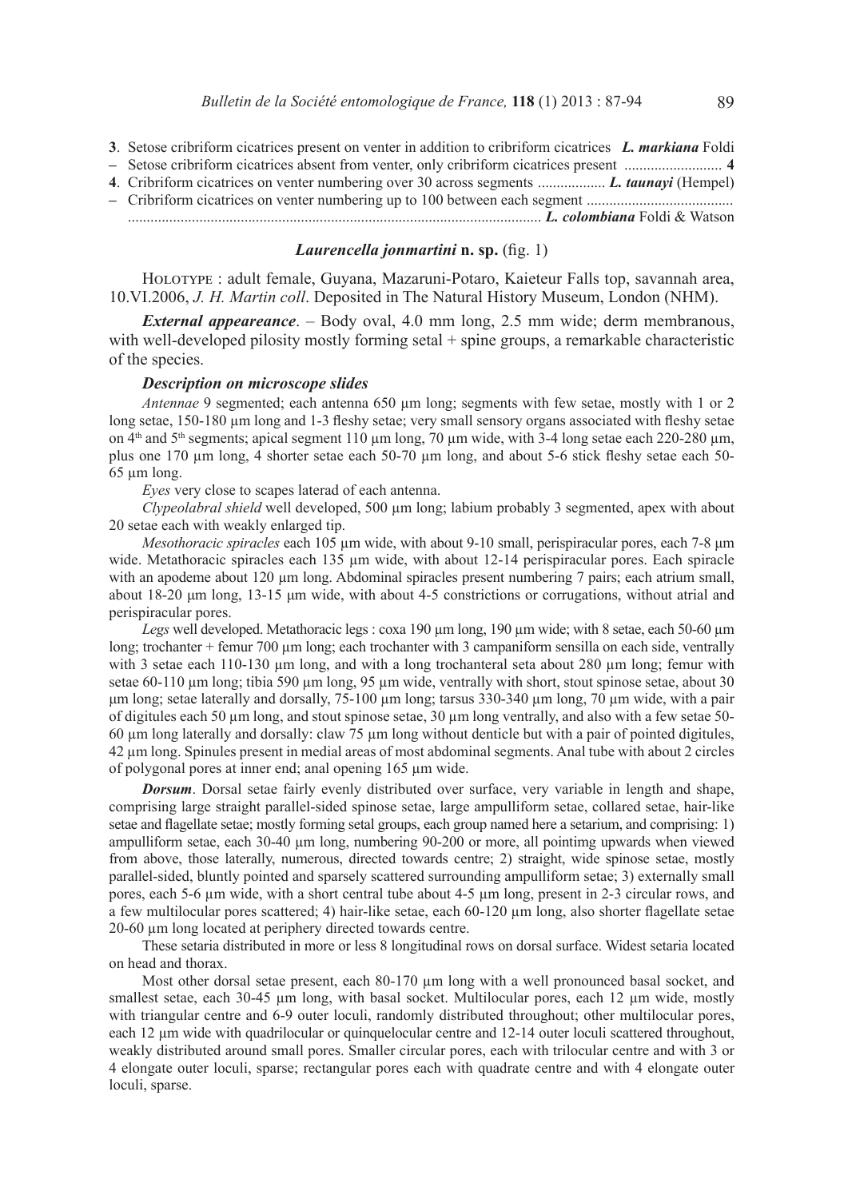**3**. Setose cribriform cicatrices present on venter in addition to cribriform cicatrices *L. markiana* Foldi

– Setose cribriform cicatrices absent from venter, only cribriform cicatrices present .......................... **4**

**4**. Cribriform cicatrices on venter numbering over 30 across segments .................. *L. taunayi* (Hempel)

– Cribriform cicatrices on venter numbering up to 100 between each segment ....................................... ............................................................................................................. *L. colombiana* Foldi & Watson

### *Laurencella jonmartini* n. sp. (fig. 1)

Holotype : adult female, Guyana, Mazaruni-Potaro, Kaieteur Falls top, savannah area, 10.VI.2006, *J. H. Martin coll*. Deposited in The Natural History Museum, London (NHM).

***External appeareance***. – Body oval, 4.0 mm long, 2.5 mm wide; derm membranous, with well-developed pilosity mostly forming setal + spine groups, a remarkable characteristic of the species.

#### *Description on microscope slides*

*Antennae* 9 segmented; each antenna 650 µm long; segments with few setae, mostly with 1 or 2 long setae, 150-180 µm long and 1-3 fleshy setae; very small sensory organs associated with fleshy setae on 4th and 5th segments; apical segment 110 µm long, 70 µm wide, with 3-4 long setae each 220-280 µm, plus one 170 µm long, 4 shorter setae each 50-70 µm long, and about 5-6 stick fleshy setae each 50-65 µm long.

*Eyes* very close to scapes laterad of each antenna.

*Clypeolabral shield* well developed, 500 µm long; labium probably 3 segmented, apex with about 20 setae each with weakly enlarged tip.

*Mesothoracic spiracles* each 105 µm wide, with about 9-10 small, perispiracular pores, each 7-8 µm wide. Metathoracic spiracles each 135 µm wide, with about 12-14 perispiracular pores. Each spiracle with an apodeme about 120 µm long. Abdominal spiracles present numbering 7 pairs; each atrium small, about 18-20 µm long, 13-15 µm wide, with about 4-5 constrictions or corrugations, without atrial and perispiracular pores.

*Legs* well developed. Metathoracic legs : coxa 190 µm long, 190 µm wide; with 8 setae, each 50-60 µm long; trochanter + femur 700 µm long; each trochanter with 3 campaniform sensilla on each side, ventrally with 3 setae each 110-130 µm long, and with a long trochanteral seta about 280 µm long; femur with setae 60-110 µm long; tibia 590 µm long, 95 µm wide, ventrally with short, stout spinose setae, about 30 µm long; setae laterally and dorsally, 75-100 µm long; tarsus 330-340 µm long, 70 µm wide, with a pair of digitules each 50 µm long, and stout spinose setae, 30 µm long ventrally, and also with a few setae 50-60 µm long laterally and dorsally: claw 75 µm long without denticle but with a pair of pointed digitules, 42 µm long. Spinules present in medial areas of most abdominal segments. Anal tube with about 2 circles of polygonal pores at inner end; anal opening 165 µm wide.

***Dorsum***. Dorsal setae fairly evenly distributed over surface, very variable in length and shape, comprising large straight parallel-sided spinose setae, large ampulliform setae, collared setae, hair-like setae and flagellate setae; mostly forming setal groups, each group named here a setarium, and comprising: 1) ampulliform setae, each 30-40 µm long, numbering 90-200 or more, all pointimg upwards when viewed from above, those laterally, numerous, directed towards centre; 2) straight, wide spinose setae, mostly parallel-sided, bluntly pointed and sparsely scattered surrounding ampulliform setae; 3) externally small pores, each 5-6 µm wide, with a short central tube about 4-5 µm long, present in 2-3 circular rows, and a few multilocular pores scattered; 4) hair-like setae, each 60-120 µm long, also shorter flagellate setae 20-60 µm long located at periphery directed towards centre.

These setaria distributed in more or less 8 longitudinal rows on dorsal surface. Widest setaria located on head and thorax.

Most other dorsal setae present, each 80-170 µm long with a well pronounced basal socket, and smallest setae, each 30-45 µm long, with basal socket. Multilocular pores, each 12 µm wide, mostly with triangular centre and 6-9 outer loculi, randomly distributed throughout; other multilocular pores, each 12 µm wide with quadrilocular or quinquelocular centre and 12-14 outer loculi scattered throughout, weakly distributed around small pores. Smaller circular pores, each with trilocular centre and with 3 or 4 elongate outer loculi, sparse; rectangular pores each with quadrate centre and with 4 elongate outer loculi, sparse.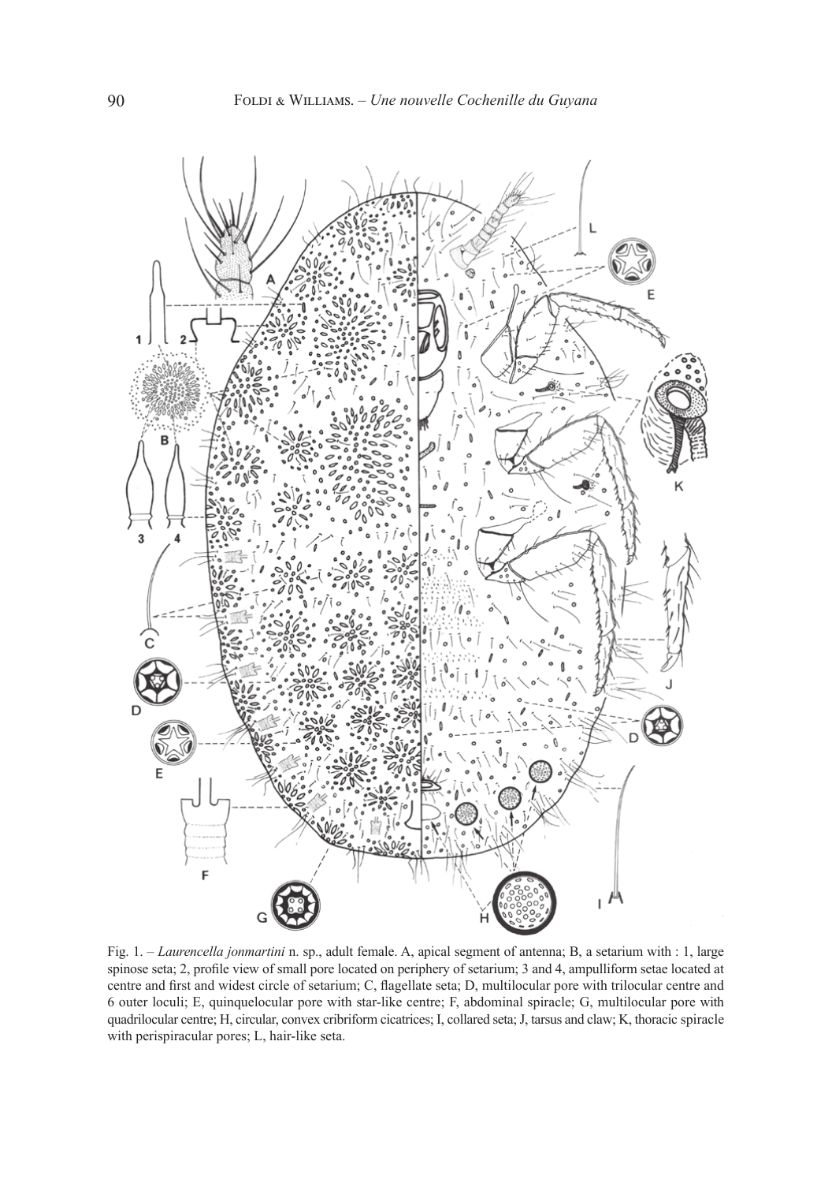Fig. 1. – *Laurencella jonmartini* n. sp., adult female. A, apical segment of antenna; B, a setarium with : 1, large spinose seta; 2, profile view of small pore located on periphery of setarium; 3 and 4, ampulliform setae located at centre and first and widest circle of setarium; C, flagellate seta; D, multilocular pore with trilocular centre and 6 outer loculi; E, quinquelocular pore with star-like centre; F, abdominal spiracle; G, multilocular pore with quadrilocular centre; H, circular, convex cribriform cicatrices; I, collared seta; J, tarsus and claw; K, thoracic spiracle with perispiracular pores; L, hair-like seta.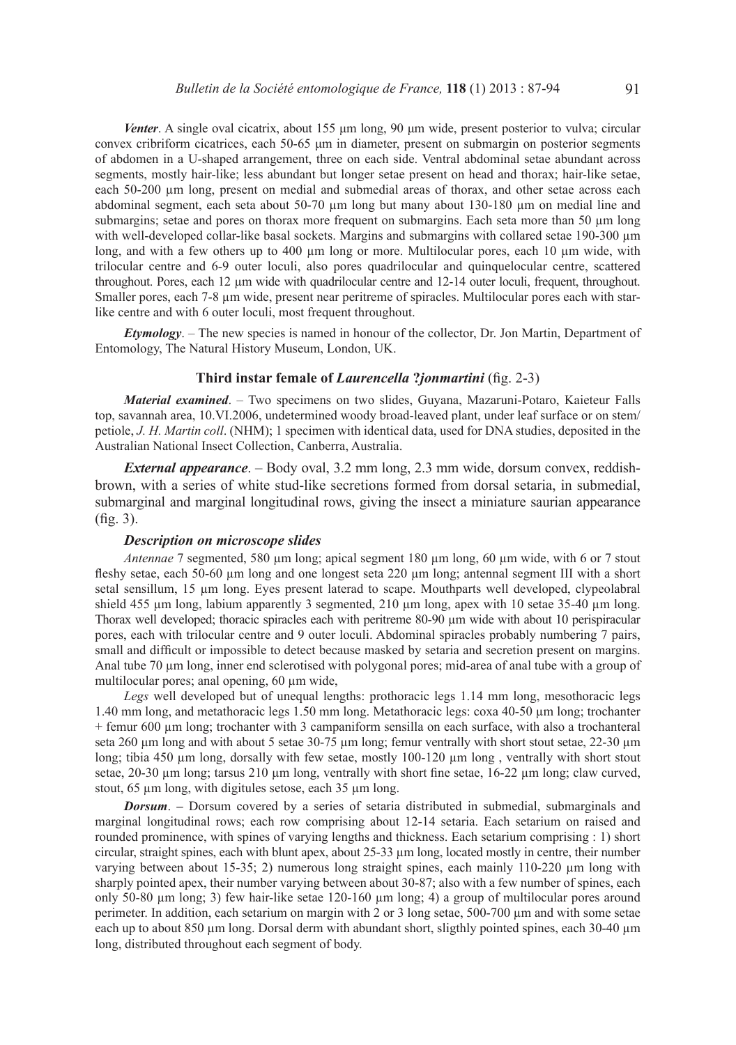***Venter***. A single oval cicatrix, about 155 µm long, 90 µm wide, present posterior to vulva; circular convex cribriform cicatrices, each 50-65 µm in diameter, present on submargin on posterior segments of abdomen in a U-shaped arrangement, three on each side. Ventral abdominal setae abundant across segments, mostly hair-like; less abundant but longer setae present on head and thorax; hair-like setae, each 50-200 µm long, present on medial and submedial areas of thorax, and other setae across each abdominal segment, each seta about 50-70 µm long but many about 130-180 µm on medial line and submargins; setae and pores on thorax more frequent on submargins. Each seta more than 50 µm long with well-developed collar-like basal sockets. Margins and submargins with collared setae 190-300 µm long, and with a few others up to 400 µm long or more. Multilocular pores, each 10 µm wide, with trilocular centre and 6-9 outer loculi, also pores quadrilocular and quinquelocular centre, scattered throughout. Pores, each 12 µm wide with quadrilocular centre and 12-14 outer loculi, frequent, throughout. Smaller pores, each 7-8 µm wide, present near peritreme of spiracles. Multilocular pores each with star-like centre and with 6 outer loculi, most frequent throughout.

***Etymology***. – The new species is named in honour of the collector, Dr. Jon Martin, Department of Entomology, The Natural History Museum, London, UK.

### Third instar female of *Laurencella* ?*jonmartini* (fig. 2-3)

***Material examined***. – Two specimens on two slides, Guyana, Mazaruni-Potaro, Kaieteur Falls top, savannah area, 10.VI.2006, undetermined woody broad-leaved plant, under leaf surface or on stem/petiole, *J. H. Martin coll*. (NHM); 1 specimen with identical data, used for DNA studies, deposited in the Australian National Insect Collection, Canberra, Australia.

***External appearance***. – Body oval, 3.2 mm long, 2.3 mm wide, dorsum convex, reddish-brown, with a series of white stud-like secretions formed from dorsal setaria, in submedial, submarginal and marginal longitudinal rows, giving the insect a miniature saurian appearance (fig. 3).

#### *Description on microscope slides*

*Antennae* 7 segmented, 580 µm long; apical segment 180 µm long, 60 µm wide, with 6 or 7 stout fleshy setae, each 50-60 µm long and one longest seta 220 µm long; antennal segment III with a short setal sensillum, 15 µm long. Eyes present laterad to scape. Mouthparts well developed, clypeolabral shield 455 µm long, labium apparently 3 segmented, 210 µm long, apex with 10 setae 35-40 µm long. Thorax well developed; thoracic spiracles each with peritreme 80-90 µm wide with about 10 perispiracular pores, each with trilocular centre and 9 outer loculi. Abdominal spiracles probably numbering 7 pairs, small and difficult or impossible to detect because masked by setaria and secretion present on margins. Anal tube 70 µm long, inner end sclerotised with polygonal pores; mid-area of anal tube with a group of multilocular pores; anal opening, 60 µm wide,

*Legs* well developed but of unequal lengths: prothoracic legs 1.14 mm long, mesothoracic legs 1.40 mm long, and metathoracic legs 1.50 mm long. Metathoracic legs: coxa 40-50 µm long; trochanter + femur 600 µm long; trochanter with 3 campaniform sensilla on each surface, with also a trochanteral seta 260 µm long and with about 5 setae 30-75 µm long; femur ventrally with short stout setae, 22-30 µm long; tibia 450 µm long, dorsally with few setae, mostly 100-120 µm long , ventrally with short stout setae, 20-30 µm long; tarsus 210 µm long, ventrally with short fine setae, 16-22 µm long; claw curved, stout, 65 µm long, with digitules setose, each 35 µm long.

***Dorsum***. **–** Dorsum covered by a series of setaria distributed in submedial, submarginals and marginal longitudinal rows; each row comprising about 12-14 setaria. Each setarium on raised and rounded prominence, with spines of varying lengths and thickness. Each setarium comprising : 1) short circular, straight spines, each with blunt apex, about 25-33 µm long, located mostly in centre, their number varying between about 15-35; 2) numerous long straight spines, each mainly 110-220 µm long with sharply pointed apex, their number varying between about 30-87; also with a few number of spines, each only 50-80 µm long; 3) few hair-like setae 120-160 µm long; 4) a group of multilocular pores around perimeter. In addition, each setarium on margin with 2 or 3 long setae, 500-700 µm and with some setae each up to about 850 µm long. Dorsal derm with abundant short, sligthly pointed spines, each 30-40 µm long, distributed throughout each segment of body.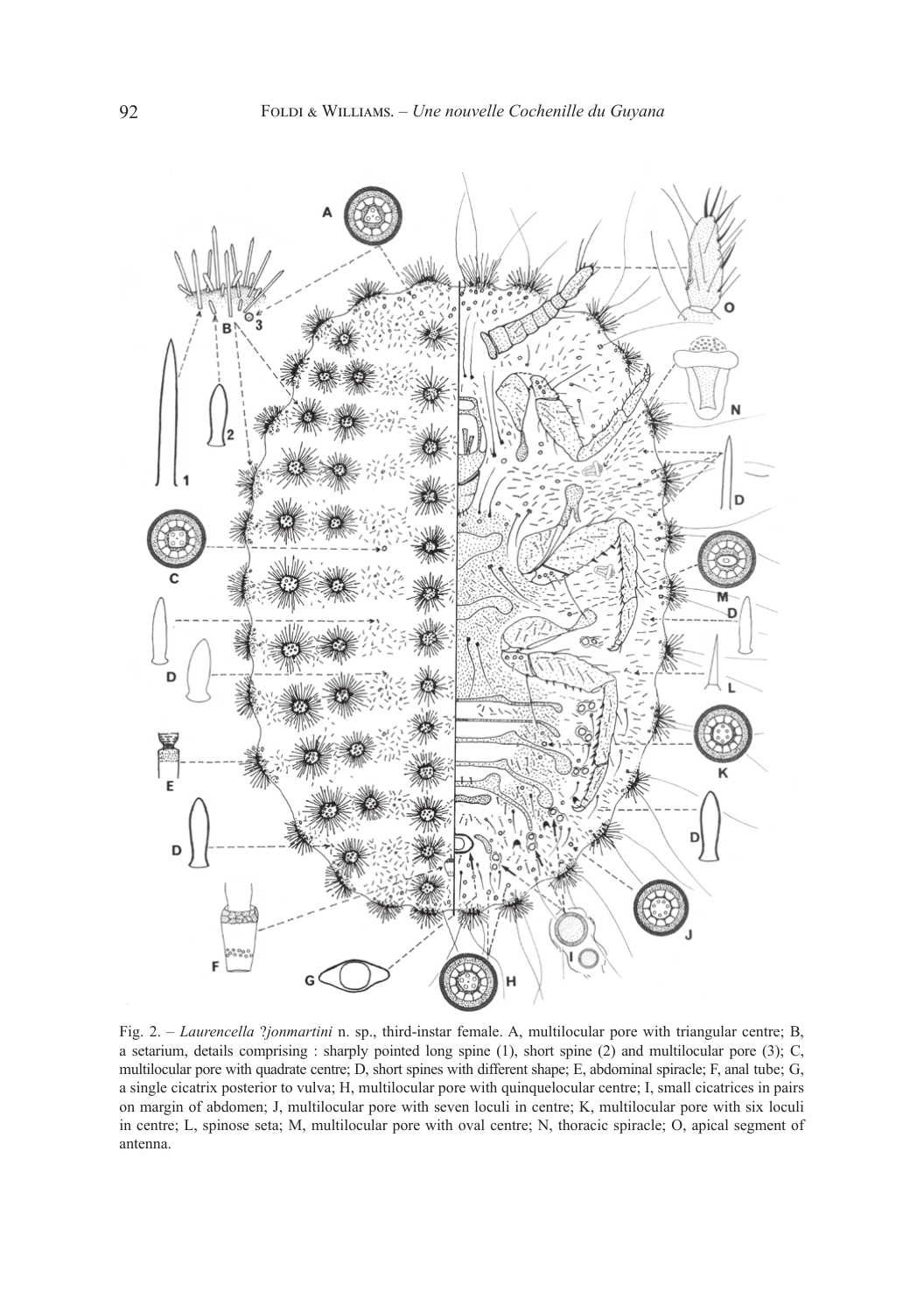Fig. 2. – *Laurencella* ?*jonmartini* n. sp., third-instar female. A, multilocular pore with triangular centre; B, a setarium, details comprising : sharply pointed long spine (1), short spine (2) and multilocular pore (3); C, multilocular pore with quadrate centre; D, short spines with different shape; E, abdominal spiracle; F, anal tube; G, a single cicatrix posterior to vulva; H, multilocular pore with quinquelocular centre; I, small cicatrices in pairs on margin of abdomen; J, multilocular pore with seven loculi in centre; K, multilocular pore with six loculi in centre; L, spinose seta; M, multilocular pore with oval centre; N, thoracic spiracle; O, apical segment of antenna.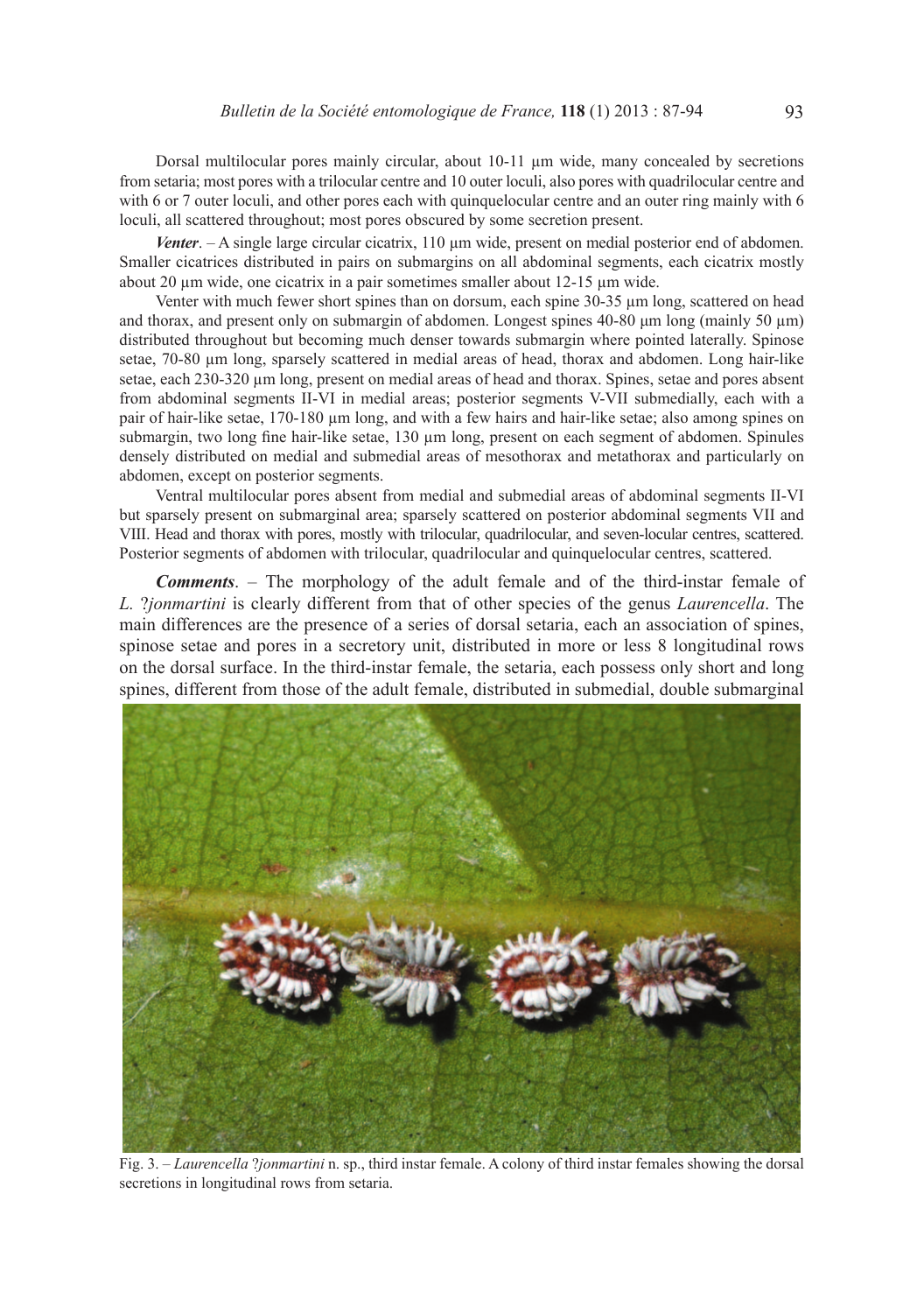Dorsal multilocular pores mainly circular, about 10-11 µm wide, many concealed by secretions from setaria; most pores with a trilocular centre and 10 outer loculi, also pores with quadrilocular centre and with 6 or 7 outer loculi, and other pores each with quinquelocular centre and an outer ring mainly with 6 loculi, all scattered throughout; most pores obscured by some secretion present.

***Venter***. – A single large circular cicatrix, 110 µm wide, present on medial posterior end of abdomen. Smaller cicatrices distributed in pairs on submargins on all abdominal segments, each cicatrix mostly about 20 µm wide, one cicatrix in a pair sometimes smaller about 12-15 µm wide.

Venter with much fewer short spines than on dorsum, each spine 30-35 µm long, scattered on head and thorax, and present only on submargin of abdomen. Longest spines 40-80 µm long (mainly 50 µm) distributed throughout but becoming much denser towards submargin where pointed laterally. Spinose setae, 70-80 µm long, sparsely scattered in medial areas of head, thorax and abdomen. Long hair-like setae, each 230-320 µm long, present on medial areas of head and thorax. Spines, setae and pores absent from abdominal segments II-VI in medial areas; posterior segments V-VII submedially, each with a pair of hair-like setae, 170-180 µm long, and with a few hairs and hair-like setae; also among spines on submargin, two long fine hair-like setae, 130 µm long, present on each segment of abdomen. Spinules densely distributed on medial and submedial areas of mesothorax and metathorax and particularly on abdomen, except on posterior segments.

Ventral multilocular pores absent from medial and submedial areas of abdominal segments II-VI but sparsely present on submarginal area; sparsely scattered on posterior abdominal segments VII and VIII. Head and thorax with pores, mostly with trilocular, quadrilocular, and seven-locular centres, scattered. Posterior segments of abdomen with trilocular, quadrilocular and quinquelocular centres, scattered.

***Comments***. – The morphology of the adult female and of the third-instar female of *L.* ?*jonmartini* is clearly different from that of other species of the genus *Laurencella*. The main differences are the presence of a series of dorsal setaria, each an association of spines, spinose setae and pores in a secretory unit, distributed in more or less 8 longitudinal rows on the dorsal surface. In the third-instar female, the setaria, each possess only short and long spines, different from those of the adult female, distributed in submedial, double submarginal

Fig. 3. – *Laurencella* ?*jonmartini* n. sp., third instar female. A colony of third instar females showing the dorsal secretions in longitudinal rows from setaria.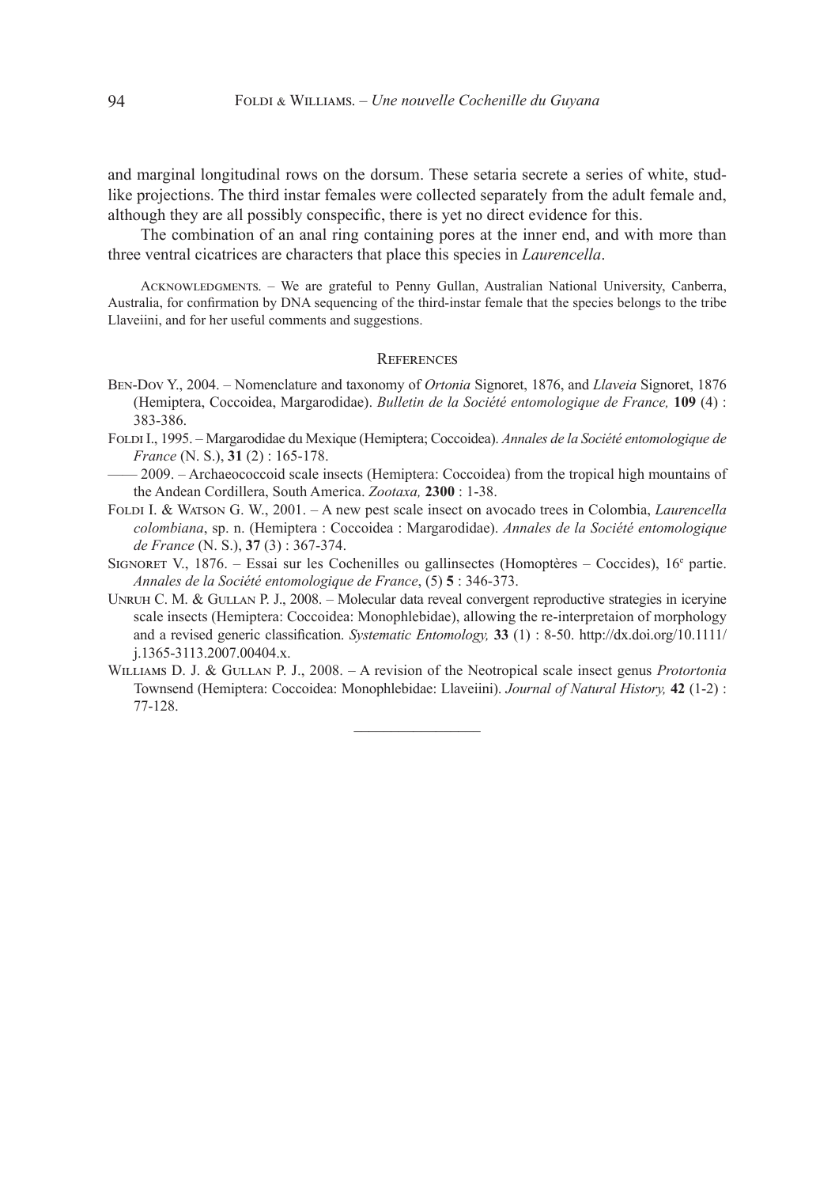and marginal longitudinal rows on the dorsum. These setaria secrete a series of white, stud-like projections. The third instar females were collected separately from the adult female and, although they are all possibly conspecific, there is yet no direct evidence for this.

The combination of an anal ring containing pores at the inner end, and with more than three ventral cicatrices are characters that place this species in *Laurencella*.

Acknowledgments. – We are grateful to Penny Gullan, Australian National University, Canberra, Australia, for confirmation by DNA sequencing of the third-instar female that the species belongs to the tribe Llaveiini, and for her useful comments and suggestions.

## References

Ben-Dov Y., 2004. – Nomenclature and taxonomy of *Ortonia* Signoret, 1876, and *Llaveia* Signoret, 1876 (Hemiptera, Coccoidea, Margarodidae). *Bulletin de la Société entomologique de France,* **109** (4) : 383-386.

Foldi I., 1995. – Margarodidae du Mexique (Hemiptera; Coccoidea). *Annales de la Société entomologique de France* (N. S.), **31** (2) : 165-178.

—— 2009. – Archaeococcoid scale insects (Hemiptera: Coccoidea) from the tropical high mountains of the Andean Cordillera, South America. *Zootaxa,* **2300** : 1-38.

Foldi I. & Watson G. W., 2001. – A new pest scale insect on avocado trees in Colombia, *Laurencella colombiana*, sp. n. (Hemiptera : Coccoidea : Margarodidae). *Annales de la Société entomologique de France* (N. S.), **37** (3) : 367-374.

Signoret V., 1876. – Essai sur les Cochenilles ou gallinsectes (Homoptères – Coccides), 16e partie. *Annales de la Société entomologique de France*, (5) **5** : 346-373.

Unruh C. M. & Gullan P. J., 2008. – Molecular data reveal convergent reproductive strategies in iceryine scale insects (Hemiptera: Coccoidea: Monophlebidae), allowing the re-interpretaion of morphology and a revised generic classification. *Systematic Entomology,* **33** (1) : 8-50. http://dx.doi.org/10.1111/j.1365-3113.2007.00404.x.

Williams D. J. & Gullan P. J., 2008. – A revision of the Neotropical scale insect genus *Protortonia* Townsend (Hemiptera: Coccoidea: Monophlebidae: Llaveiini). *Journal of Natural History,* **42** (1-2) : 77-128.